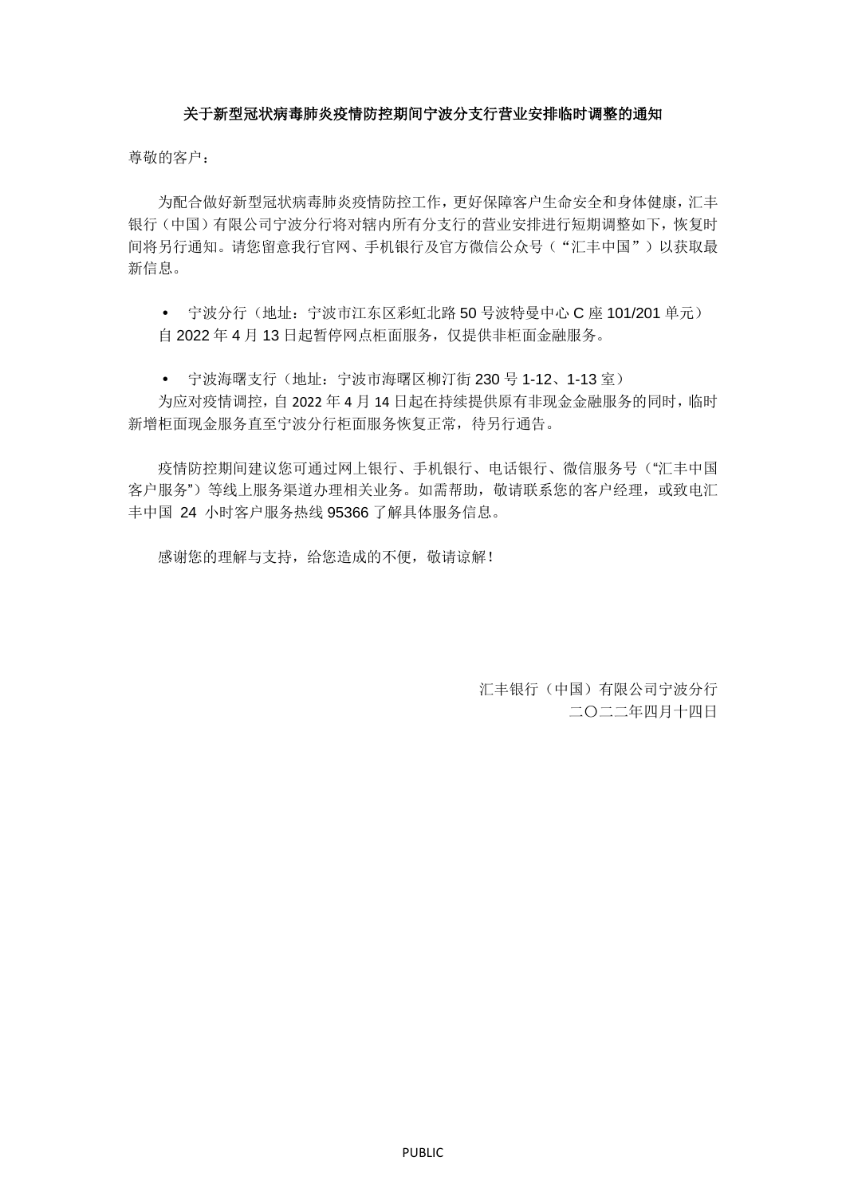**关于新型冠状病毒肺炎疫情防控期间宁波分支行营业安排临时调整的通知**

尊敬的客户：

为配合做好新型冠状病毒肺炎疫情防控工作，更好保障客户生命安全和身体健康，汇丰银行（中国）有限公司宁波分行将对辖内所有分支行的营业安排进行短期调整如下，恢复时间将另行通知。请您留意我行官网、手机银行及官方微信公众号（“汇丰中国”）以获取最新信息。

- 宁波分行（地址：宁波市江东区彩虹北路 50 号波特曼中心 C 座 101/201 单元）

自 2022 年 4 月 13 日起暂停网点柜面服务，仅提供非柜面金融服务。

- 宁波海曙支行（地址：宁波市海曙区柳汀街 230 号 1-12、1-13 室）

为应对疫情调控，自 2022 年 4 月 14 日起在持续提供原有非现金金融服务的同时，临时新增柜面现金服务直至宁波分行柜面服务恢复正常，待另行通告。

疫情防控期间建议您可通过网上银行、手机银行、电话银行、微信服务号（“汇丰中国客户服务”）等线上服务渠道办理相关业务。如需帮助，敬请联系您的客户经理，或致电汇丰中国 24 小时客户服务热线 95366 了解具体服务信息。

感谢您的理解与支持，给您造成的不便，敬请谅解！

汇丰银行（中国）有限公司宁波分行
二〇二二年四月十四日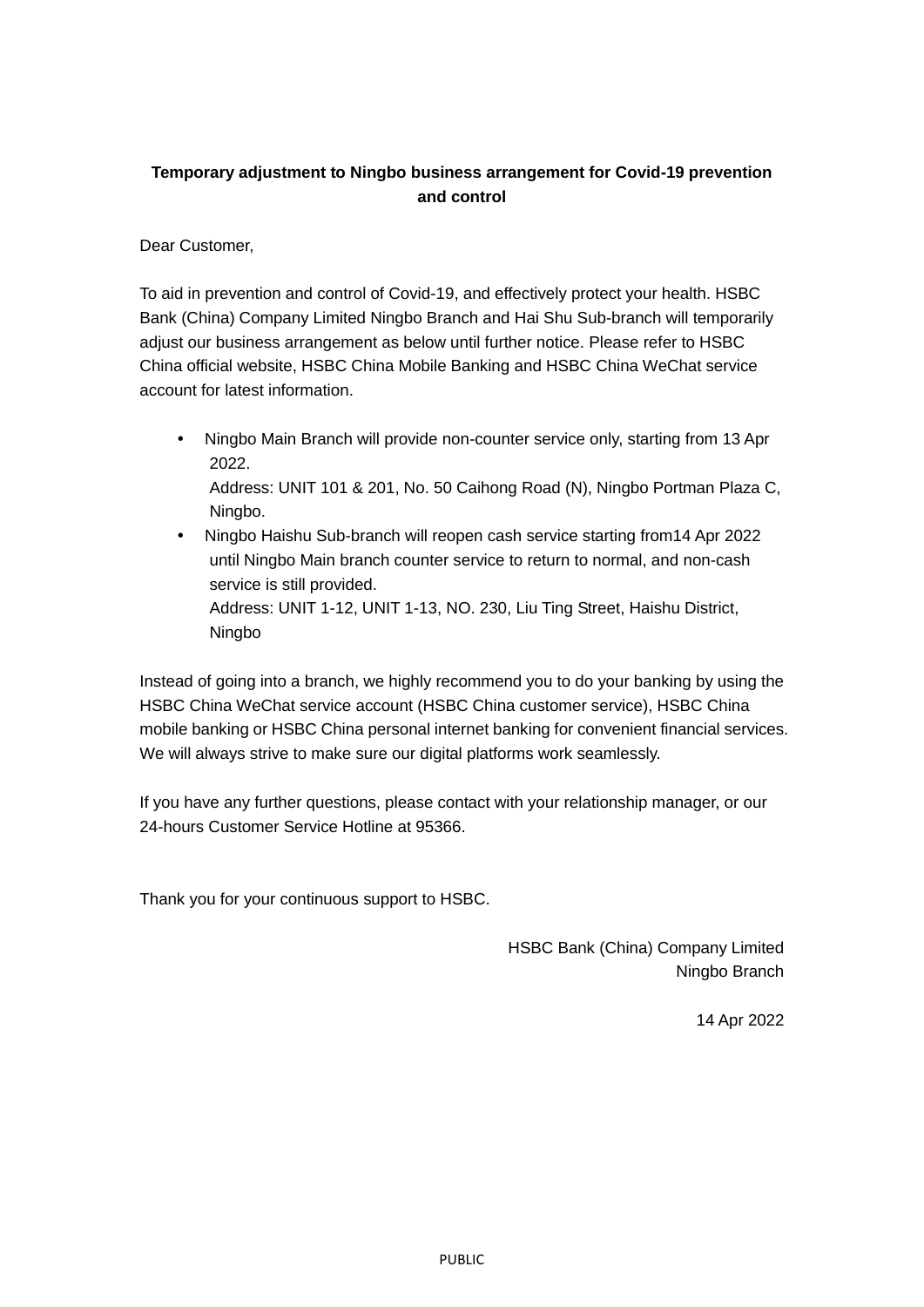**Temporary adjustment to Ningbo business arrangement for Covid-19 prevention and control**

Dear Customer,

To aid in prevention and control of Covid-19, and effectively protect your health. HSBC Bank (China) Company Limited Ningbo Branch and Hai Shu Sub-branch will temporarily adjust our business arrangement as below until further notice. Please refer to HSBC China official website, HSBC China Mobile Banking and HSBC China WeChat service account for latest information.

- Ningbo Main Branch will provide non-counter service only, starting from 13 Apr 2022.
  Address: UNIT 101 & 201, No. 50 Caihong Road (N), Ningbo Portman Plaza C, Ningbo.
- Ningbo Haishu Sub-branch will reopen cash service starting from14 Apr 2022 until Ningbo Main branch counter service to return to normal, and non-cash service is still provided.
  Address: UNIT 1-12, UNIT 1-13, NO. 230, Liu Ting Street, Haishu District, Ningbo

Instead of going into a branch, we highly recommend you to do your banking by using the HSBC China WeChat service account (HSBC China customer service), HSBC China mobile banking or HSBC China personal internet banking for convenient financial services. We will always strive to make sure our digital platforms work seamlessly.

If you have any further questions, please contact with your relationship manager, or our 24-hours Customer Service Hotline at 95366.

Thank you for your continuous support to HSBC.

HSBC Bank (China) Company Limited
Ningbo Branch

14 Apr 2022

PUBLIC